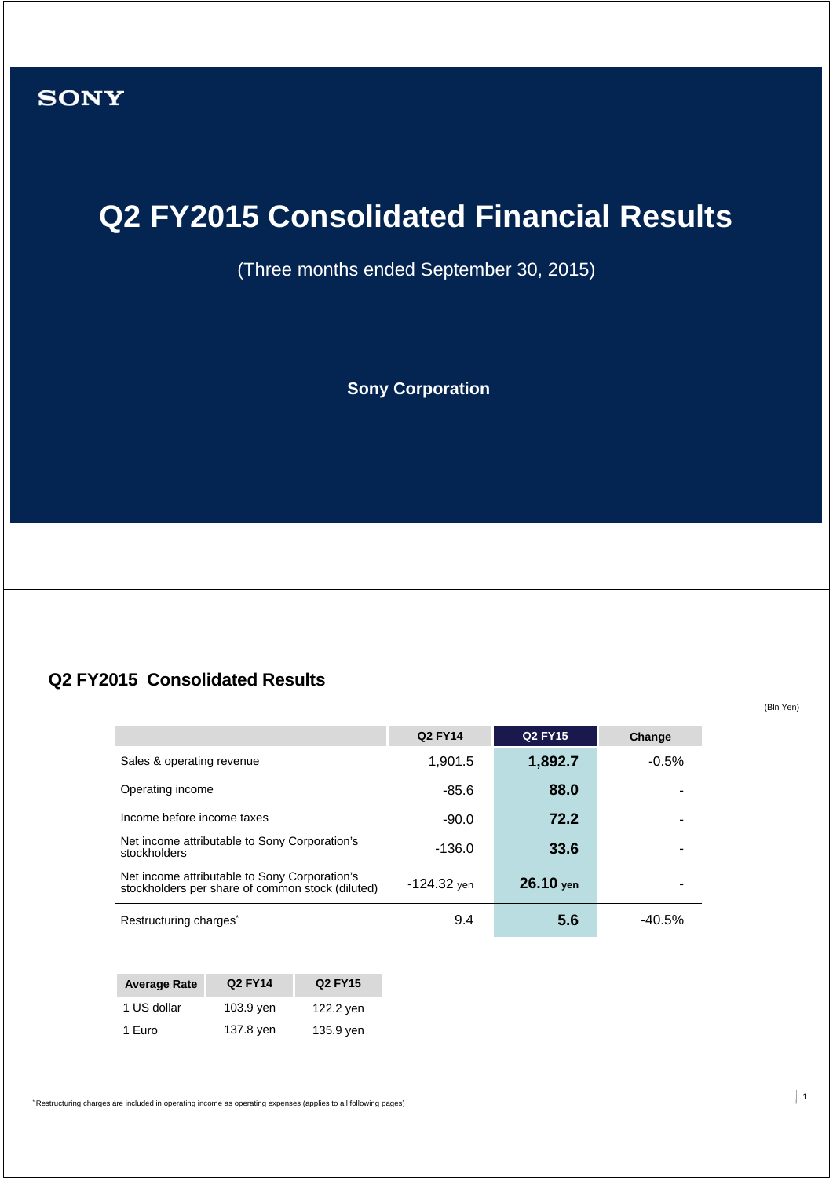SONY

# Q2 FY2015 Consolidated Financial Results

(Three months ended September 30, 2015)

**Sony Corporation**

## Q2 FY2015 Consolidated Results

(Bln Yen)

| | Q2 FY14 | Q2 FY15 | Change |
|---|---|---|---|
| Sales & operating revenue | 1,901.5 | **1,892.7** | -0.5% |
| Operating income | -85.6 | **88.0** | - |
| Income before income taxes | -90.0 | **72.2** | - |
| Net income attributable to Sony Corporation's stockholders | -136.0 | **33.6** | - |
| Net income attributable to Sony Corporation's stockholders per share of common stock (diluted) | -124.32 yen | **26.10 yen** | - |
| Restructuring charges* | 9.4 | **5.6** | -40.5% |

| Average Rate | Q2 FY14 | Q2 FY15 |
|---|---|---|
| 1 US dollar | 103.9 yen | 122.2 yen |
| 1 Euro | 137.8 yen | 135.9 yen |

* Restructuring charges are included in operating income as operating expenses (applies to all following pages)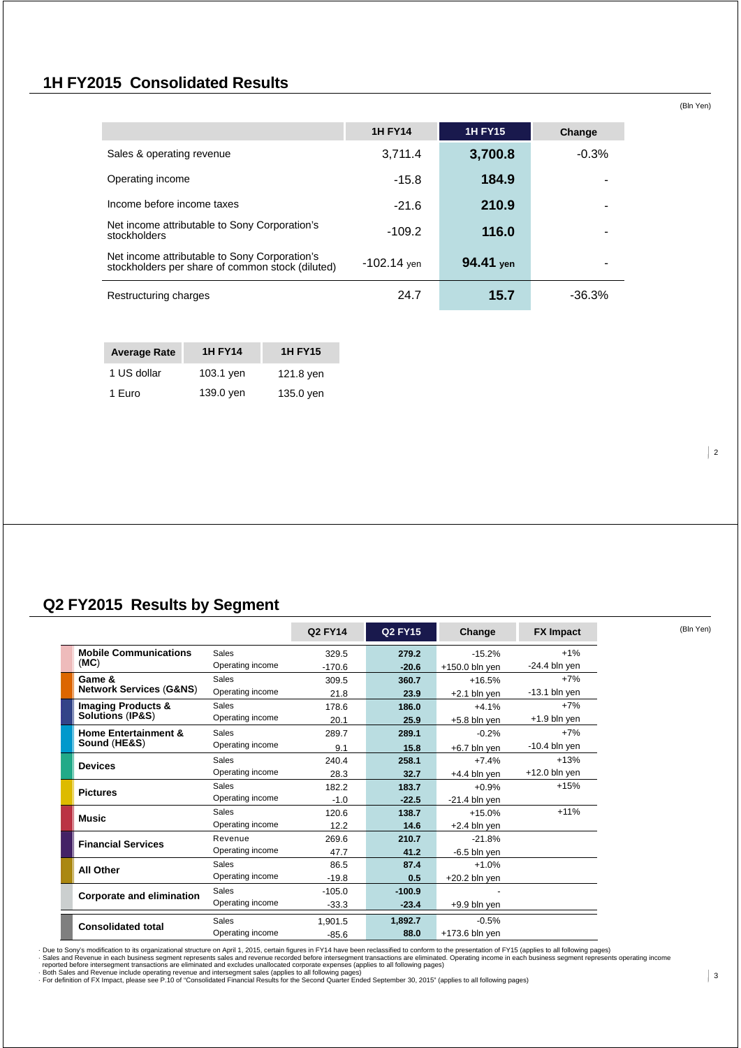## 1H FY2015 Consolidated Results

(Bln Yen)

| | 1H FY14 | 1H FY15 | Change |
|---|---|---|---|
| Sales & operating revenue | 3,711.4 | **3,700.8** | -0.3% |
| Operating income | -15.8 | **184.9** | - |
| Income before income taxes | -21.6 | **210.9** | - |
| Net income attributable to Sony Corporation's stockholders | -109.2 | **116.0** | - |
| Net income attributable to Sony Corporation's stockholders per share of common stock (diluted) | -102.14 yen | **94.41 yen** | - |
| Restructuring charges | 24.7 | **15.7** | -36.3% |

| Average Rate | 1H FY14 | 1H FY15 |
|---|---|---|
| 1 US dollar | 103.1 yen | 121.8 yen |
| 1 Euro | 139.0 yen | 135.0 yen |

## Q2 FY2015 Results by Segment

(Bln Yen)

| | | Q2 FY14 | Q2 FY15 | Change | FX Impact |
|---|---|---|---|---|---|
| **Mobile Communications (MC)** | Sales | 329.5 | **279.2** | -15.2% | +1% |
| | Operating income | -170.6 | **-20.6** | +150.0 bln yen | -24.4 bln yen |
| **Game & Network Services (G&NS)** | Sales | 309.5 | **360.7** | +16.5% | +7% |
| | Operating income | 21.8 | **23.9** | +2.1 bln yen | -13.1 bln yen |
| **Imaging Products & Solutions (IP&S)** | Sales | 178.6 | **186.0** | +4.1% | +7% |
| | Operating income | 20.1 | **25.9** | +5.8 bln yen | +1.9 bln yen |
| **Home Entertainment & Sound (HE&S)** | Sales | 289.7 | **289.1** | -0.2% | +7% |
| | Operating income | 9.1 | **15.8** | +6.7 bln yen | -10.4 bln yen |
| **Devices** | Sales | 240.4 | **258.1** | +7.4% | +13% |
| | Operating income | 28.3 | **32.7** | +4.4 bln yen | +12.0 bln yen |
| **Pictures** | Sales | 182.2 | **183.7** | +0.9% | +15% |
| | Operating income | -1.0 | **-22.5** | -21.4 bln yen | |
| **Music** | Sales | 120.6 | **138.7** | +15.0% | +11% |
| | Operating income | 12.2 | **14.6** | +2.4 bln yen | |
| **Financial Services** | Revenue | 269.6 | **210.7** | -21.8% | |
| | Operating income | 47.7 | **41.2** | -6.5 bln yen | |
| **All Other** | Sales | 86.5 | **87.4** | +1.0% | |
| | Operating income | -19.8 | **0.5** | +20.2 bln yen | |
| **Corporate and elimination** | Sales | -105.0 | **-100.9** | - | |
| | Operating income | -33.3 | **-23.4** | +9.9 bln yen | |
| **Consolidated total** | Sales | 1,901.5 | **1,892.7** | -0.5% | |
| | Operating income | -85.6 | **88.0** | +173.6 bln yen | |

· Due to Sony's modification to its organizational structure on April 1, 2015, certain figures in FY14 have been reclassified to conform to the presentation of FY15 (applies to all following pages)
· Sales and Revenue in each business segment represents sales and revenue recorded before intersegment transactions are eliminated. Operating income in each business segment represents operating income reported before intersegment transactions are eliminated and excludes unallocated corporate expenses (applies to all following pages)
· Both Sales and Revenue include operating revenue and intersegment sales (applies to all following pages)
· For definition of FX Impact, please see P.10 of "Consolidated Financial Results for the Second Quarter Ended September 30, 2015" (applies to all following pages)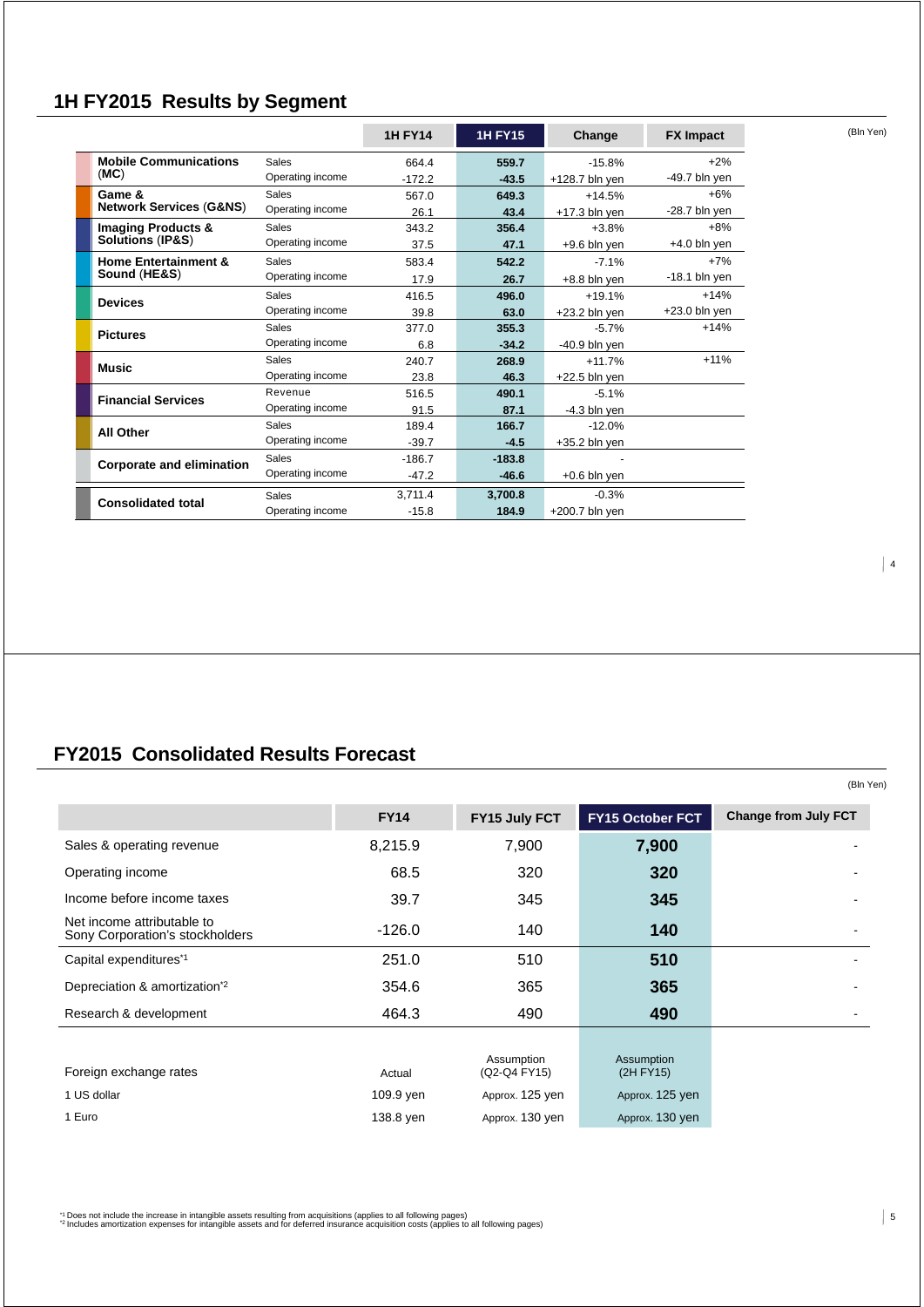## 1H FY2015 Results by Segment

(Bln Yen)

| | | 1H FY14 | 1H FY15 | Change | FX Impact |
|---|---|---|---|---|---|
| **Mobile Communications (MC)** | Sales | 664.4 | **559.7** | -15.8% | +2% |
| | Operating income | -172.2 | **-43.5** | +128.7 bln yen | -49.7 bln yen |
| **Game & Network Services (G&NS)** | Sales | 567.0 | **649.3** | +14.5% | +6% |
| | Operating income | 26.1 | **43.4** | +17.3 bln yen | -28.7 bln yen |
| **Imaging Products & Solutions (IP&S)** | Sales | 343.2 | **356.4** | +3.8% | +8% |
| | Operating income | 37.5 | **47.1** | +9.6 bln yen | +4.0 bln yen |
| **Home Entertainment & Sound (HE&S)** | Sales | 583.4 | **542.2** | -7.1% | +7% |
| | Operating income | 17.9 | **26.7** | +8.8 bln yen | -18.1 bln yen |
| **Devices** | Sales | 416.5 | **496.0** | +19.1% | +14% |
| | Operating income | 39.8 | **63.0** | +23.2 bln yen | +23.0 bln yen |
| **Pictures** | Sales | 377.0 | **355.3** | -5.7% | +14% |
| | Operating income | 6.8 | **-34.2** | -40.9 bln yen | |
| **Music** | Sales | 240.7 | **268.9** | +11.7% | +11% |
| | Operating income | 23.8 | **46.3** | +22.5 bln yen | |
| **Financial Services** | Revenue | 516.5 | **490.1** | -5.1% | |
| | Operating income | 91.5 | **87.1** | -4.3 bln yen | |
| **All Other** | Sales | 189.4 | **166.7** | -12.0% | |
| | Operating income | -39.7 | **-4.5** | +35.2 bln yen | |
| **Corporate and elimination** | Sales | -186.7 | **-183.8** | - | |
| | Operating income | -47.2 | **-46.6** | +0.6 bln yen | |
| **Consolidated total** | Sales | 3,711.4 | **3,700.8** | -0.3% | |
| | Operating income | -15.8 | **184.9** | +200.7 bln yen | |

## FY2015 Consolidated Results Forecast

(Bln Yen)

| | FY14 | FY15 July FCT | FY15 October FCT | Change from July FCT |
|---|---|---|---|---|
| Sales & operating revenue | 8,215.9 | 7,900 | **7,900** | - |
| Operating income | 68.5 | 320 | **320** | - |
| Income before income taxes | 39.7 | 345 | **345** | - |
| Net income attributable to Sony Corporation's stockholders | -126.0 | 140 | **140** | - |
| Capital expenditures[*1] | 251.0 | 510 | **510** | - |
| Depreciation & amortization[*2] | 354.6 | 365 | **365** | - |
| Research & development | 464.3 | 490 | **490** | - |
| Foreign exchange rates | Actual | Assumption (Q2-Q4 FY15) | Assumption (2H FY15) | |
| 1 US dollar | 109.9 yen | Approx. 125 yen | Approx. 125 yen | |
| 1 Euro | 138.8 yen | Approx. 130 yen | Approx. 130 yen | |

[*1] Does not include the increase in intangible assets resulting from acquisitions (applies to all following pages)
[*2] Includes amortization expenses for intangible assets and for deferred insurance acquisition costs (applies to all following pages)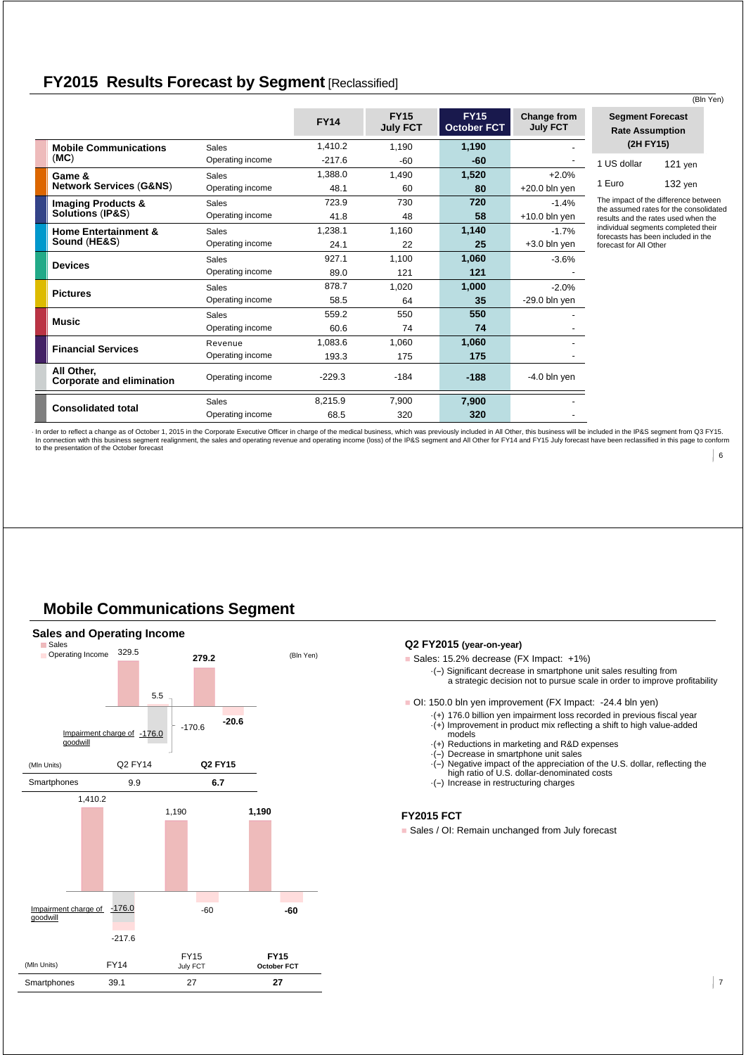## FY2015 Results Forecast by Segment [Reclassified]

(Bln Yen)

| | | FY14 | FY15 July FCT | FY15 October FCT | Change from July FCT |
|---|---|---|---|---|---|
| Mobile Communications (MC) | Sales | 1,410.2 | 1,190 | **1,190** | - |
| | Operating income | -217.6 | -60 | **-60** | - |
| Game & Network Services (G&NS) | Sales | 1,388.0 | 1,490 | **1,520** | +2.0% |
| | Operating income | 48.1 | 60 | **80** | +20.0 bln yen |
| Imaging Products & Solutions (IP&S) | Sales | 723.9 | 730 | **720** | -1.4% |
| | Operating income | 41.8 | 48 | **58** | +10.0 bln yen |
| Home Entertainment & Sound (HE&S) | Sales | 1,238.1 | 1,160 | **1,140** | -1.7% |
| | Operating income | 24.1 | 22 | **25** | +3.0 bln yen |
| Devices | Sales | 927.1 | 1,100 | **1,060** | -3.6% |
| | Operating income | 89.0 | 121 | **121** | - |
| Pictures | Sales | 878.7 | 1,020 | **1,000** | -2.0% |
| | Operating income | 58.5 | 64 | **35** | -29.0 bln yen |
| Music | Sales | 559.2 | 550 | **550** | - |
| | Operating income | 60.6 | 74 | **74** | - |
| Financial Services | Revenue | 1,083.6 | 1,060 | **1,060** | - |
| | Operating income | 193.3 | 175 | **175** | - |
| All Other, Corporate and elimination | Operating income | -229.3 | -184 | **-188** | -4.0 bln yen |
| Consolidated total | Sales | 8,215.9 | 7,900 | **7,900** | - |
| | Operating income | 68.5 | 320 | **320** | - |

| Segment Forecast Rate Assumption (2H FY15) | |
|---|---|
| 1 US dollar | 121 yen |
| 1 Euro | 132 yen |

The impact of the difference between the assumed rates for the consolidated results and the rates used when the individual segments completed their forecasts has been included in the forecast for All Other

· In order to reflect a change as of October 1, 2015 in the Corporate Executive Officer in charge of the medical business, which was previously included in All Other, this business will be included in the IP&S segment from Q3 FY15. In connection with this business segment realignment, the sales and operating revenue and operating income (loss) of the IP&S segment and All Other for FY14 and FY15 July forecast have been reclassified in this page to conform to the presentation of the October forecast

## Mobile Communications Segment

### Sales and Operating Income

(Bln Yen)

| | Q2 FY14 | Q2 FY15 |
|---|---|---|
| Sales | 329.5 | **279.2** |
| Operating Income | 5.5 / -170.6 (Impairment charge of goodwill -176.0) | **-20.6** |
| Smartphones (Mln Units) | 9.9 | **6.7** |

| | FY14 | FY15 July FCT | FY15 October FCT |
|---|---|---|---|
| Sales | 1,410.2 | 1,190 | **1,190** |
| Operating Income | -217.6 (Impairment charge of goodwill -176.0) | -60 | **-60** |
| Smartphones (Mln Units) | 39.1 | 27 | **27** |

**Q2 FY2015 (year-on-year)**

- Sales: 15.2% decrease (FX Impact: +1%)
  - (−) Significant decrease in smartphone unit sales resulting from a strategic decision not to pursue scale in order to improve profitability
- OI: 150.0 bln yen improvement (FX Impact: -24.4 bln yen)
  - (+) 176.0 billion yen impairment loss recorded in previous fiscal year
  - (+) Improvement in product mix reflecting a shift to high value-added models
  - (+) Reductions in marketing and R&D expenses
  - (−) Decrease in smartphone unit sales
  - (−) Negative impact of the appreciation of the U.S. dollar, reflecting the high ratio of U.S. dollar-denominated costs
  - (−) Increase in restructuring charges

**FY2015 FCT**

- Sales / OI: Remain unchanged from July forecast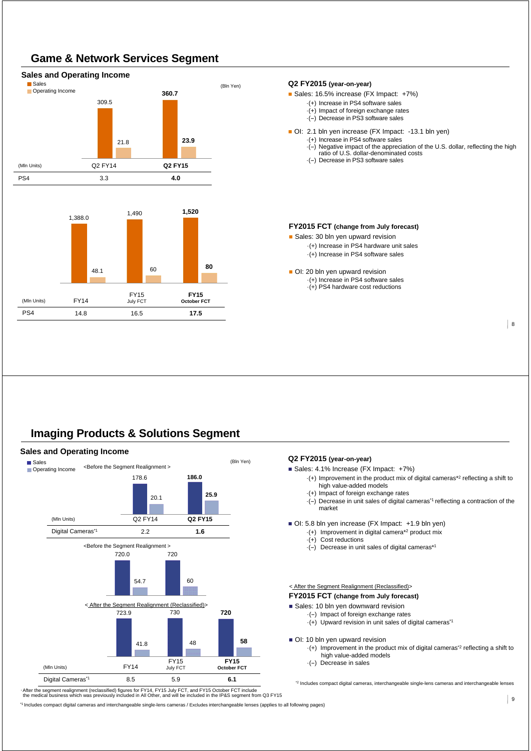# Game & Network Services Segment

## Sales and Operating Income

(Bln Yen)

| (Mln Units) | Q2 FY14 | **Q2 FY15** |
|---|---|---|
| Sales | 309.5 | **360.7** |
| Operating Income | 21.8 | **23.9** |
| PS4 | 3.3 | **4.0** |

| (Mln Units) | FY14 | FY15 July FCT | **FY15 October FCT** |
|---|---|---|---|
| Sales | 1,388.0 | 1,490 | **1,520** |
| Operating Income | 48.1 | 60 | **80** |
| PS4 | 14.8 | 16.5 | **17.5** |

### Q2 FY2015 (year-on-year)

- Sales: 16.5% increase (FX Impact: +7%)
  - (+) Increase in PS4 software sales
  - (+) Impact of foreign exchange rates
  - (−) Decrease in PS3 software sales
- OI: 2.1 bln yen increase (FX Impact: -13.1 bln yen)
  - (+) Increase in PS4 software sales
  - (−) Negative impact of the appreciation of the U.S. dollar, reflecting the high ratio of U.S. dollar-denominated costs
  - (−) Decrease in PS3 software sales

### FY2015 FCT (change from July forecast)

- Sales: 30 bln yen upward revision
  - (+) Increase in PS4 hardware unit sales
  - (+) Increase in PS4 software sales
- OI: 20 bln yen upward revision
  - (+) Increase in PS4 software sales
  - (+) PS4 hardware cost reductions

# Imaging Products & Solutions Segment

## Sales and Operating Income

(Bln Yen)

<Before the Segment Realignment>

| (Mln Units) | Q2 FY14 | **Q2 FY15** |
|---|---|---|
| Sales | 178.6 | **186.0** |
| Operating Income | 20.1 | **25.9** |
| Digital Cameras[*1] | 2.2 | **1.6** |

<Before the Segment Realignment>

| | FY14 | FY15 July FCT |
|---|---|---|
| Sales | 720.0 | 720 |
| Operating Income | 54.7 | 60 |

<After the Segment Realignment (Reclassified)>

| (Mln Units) | FY14 | FY15 July FCT | **FY15 October FCT** |
|---|---|---|---|
| Sales | 723.9 | 730 | **720** |
| Operating Income | 41.8 | 48 | **58** |
| Digital Cameras[*1] | 8.5 | 5.9 | **6.1** |

· After the segment realignment (reclassified) figures for FY14, FY15 July FCT, and FY15 October FCT include the medical business which was previously included in All Other, and will be included in the IP&S segment from Q3 FY15

### Q2 FY2015 (year-on-year)

- Sales: 4.1% Increase (FX Impact: +7%)
  - (+) Improvement in the product mix of digital cameras[*2] reflecting a shift to high value-added models
  - (+) Impact of foreign exchange rates
  - (−) Decrease in unit sales of digital cameras[*1] reflecting a contraction of the market
- OI: 5.8 bln yen increase (FX Impact: +1.9 bln yen)
  - (+) Improvement in digital camera[*2] product mix
  - (+) Cost reductions
  - (−) Decrease in unit sales of digital cameras[*1]

< After the Segment Realignment (Reclassified)>

### FY2015 FCT (change from July forecast)

- Sales: 10 bln yen downward revision
  - (−) Impact of foreign exchange rates
  - (+) Upward revision in unit sales of digital cameras[*1]
- OI: 10 bln yen upward revision
  - (+) Improvement in the product mix of digital cameras[*2] reflecting a shift to high value-added models
  - (−) Decrease in sales

[*2] Includes compact digital cameras, interchangeable single-lens cameras and interchangeable lenses

[*1] Includes compact digital cameras and interchangeable single-lens cameras / Excludes interchangeable lenses (applies to all following pages)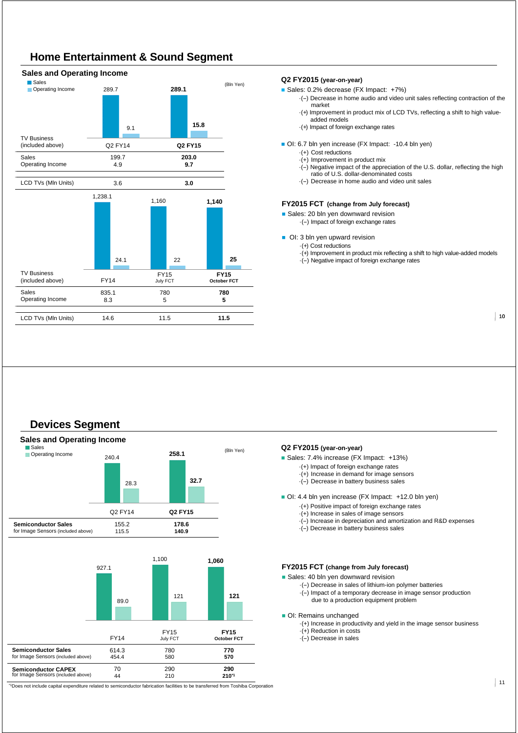# Home Entertainment & Sound Segment

## Sales and Operating Income

(Bln Yen)

| | Q2 FY14 | **Q2 FY15** |
|---|---|---|
| Sales | 289.7 | **289.1** |
| Operating Income | 9.1 | **15.8** |
| **TV Business (included above)** | | |
| Sales | 199.7 | **203.0** |
| Operating Income | 4.9 | **9.7** |
| LCD TVs (Mln Units) | 3.6 | **3.0** |

| | FY14 | FY15 July FCT | **FY15 October FCT** |
|---|---|---|---|
| Sales | 1,238.1 | 1,160 | **1,140** |
| Operating Income | 24.1 | 22 | **25** |
| **TV Business (included above)** | | | |
| Sales | 835.1 | 780 | **780** |
| Operating Income | 8.3 | 5 | **5** |
| LCD TVs (Mln Units) | 14.6 | 11.5 | **11.5** |

### Q2 FY2015 (year-on-year)

- Sales: 0.2% decrease (FX Impact: +7%)
  - (–) Decrease in home audio and video unit sales reflecting contraction of the market
  - (+) Improvement in product mix of LCD TVs, reflecting a shift to high value-added models
  - (+) Impact of foreign exchange rates
- OI: 6.7 bln yen increase (FX Impact: -10.4 bln yen)
  - (+) Cost reductions
  - (+) Improvement in product mix
  - (–) Negative impact of the appreciation of the U.S. dollar, reflecting the high ratio of U.S. dollar-denominated costs
  - (–) Decrease in home audio and video unit sales

### FY2015 FCT (change from July forecast)

- Sales: 20 bln yen downward revision
  - (–) Impact of foreign exchange rates
- OI: 3 bln yen upward revision
  - (+) Cost reductions
  - (+) Improvement in product mix reflecting a shift to high value-added models
  - (–) Negative impact of foreign exchange rates

# Devices Segment

## Sales and Operating Income

(Bln Yen)

| | Q2 FY14 | **Q2 FY15** |
|---|---|---|
| Sales | 240.4 | **258.1** |
| Operating Income | 28.3 | **32.7** |
| **Semiconductor Sales** | 155.2 | **178.6** |
| for Image Sensors (included above) | 115.5 | **140.9** |

| | FY14 | FY15 July FCT | **FY15 October FCT** |
|---|---|---|---|
| Sales | 927.1 | 1,100 | **1,060** |
| Operating Income | 89.0 | 121 | **121** |
| **Semiconductor Sales** | 614.3 | 780 | **770** |
| for Image Sensors (included above) | 454.4 | 580 | **570** |
| **Semiconductor CAPEX** | 70 | 290 | **290** |
| for Image Sensors (included above) | 44 | 210 | **210**[*1] |

[*1] Does not include capital expenditure related to semiconductor fabrication facilities to be transferred from Toshiba Corporation

### Q2 FY2015 (year-on-year)

- Sales: 7.4% increase (FX Impact: +13%)
  - (+) Impact of foreign exchange rates
  - (+) Increase in demand for image sensors
  - (–) Decrease in battery business sales
- OI: 4.4 bln yen increase (FX Impact: +12.0 bln yen)
  - (+) Positive impact of foreign exchange rates
  - (+) Increase in sales of image sensors
  - (–) Increase in depreciation and amortization and R&D expenses
  - (–) Decrease in battery business sales

### FY2015 FCT (change from July forecast)

- Sales: 40 bln yen downward revision
  - (–) Decrease in sales of lithium-ion polymer batteries
  - (–) Impact of a temporary decrease in image sensor production due to a production equipment problem
- OI: Remains unchanged
  - (+) Increase in productivity and yield in the image sensor business
  - (+) Reduction in costs
  - (–) Decrease in sales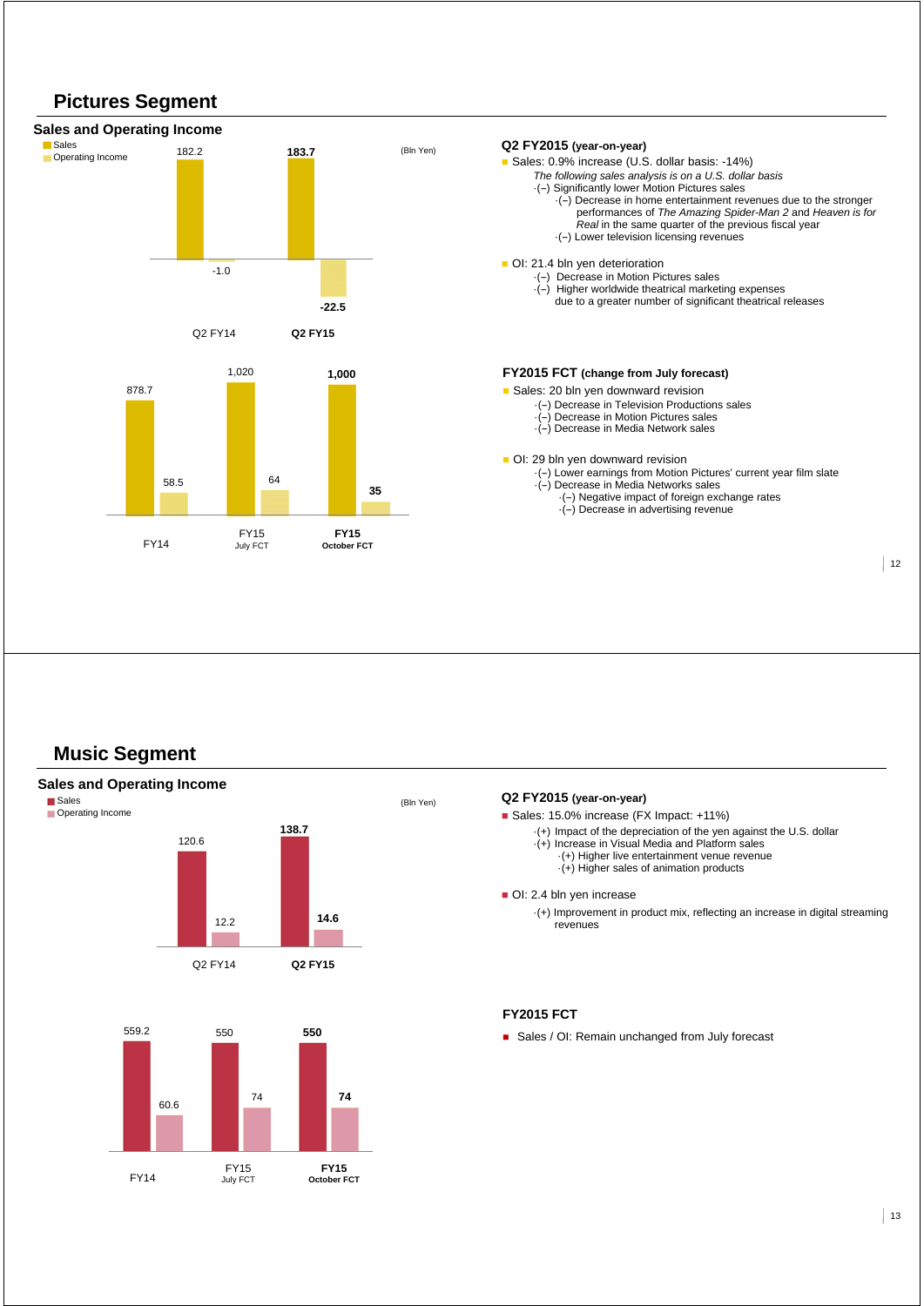# Pictures Segment

## Sales and Operating Income

(Bln Yen)

| | Sales | Operating Income |
|---|---|---|
| Q2 FY14 | 182.2 | -1.0 |
| **Q2 FY15** | **183.7** | **-22.5** |

| | Sales | Operating Income |
|---|---|---|
| FY14 | 878.7 | 58.5 |
| FY15 July FCT | 1,020 | 64 |
| **FY15 October FCT** | **1,000** | **35** |

### Q2 FY2015 (year-on-year)

- Sales: 0.9% increase (U.S. dollar basis: -14%)
  *The following sales analysis is on a U.S. dollar basis*
  - (−) Significantly lower Motion Pictures sales
    - (−) Decrease in home entertainment revenues due to the stronger performances of *The Amazing Spider-Man 2* and *Heaven is for Real* in the same quarter of the previous fiscal year
    - (−) Lower television licensing revenues
- OI: 21.4 bln yen deterioration
  - (−) Decrease in Motion Pictures sales
  - (−) Higher worldwide theatrical marketing expenses due to a greater number of significant theatrical releases

### FY2015 FCT (change from July forecast)

- Sales: 20 bln yen downward revision
  - (−) Decrease in Television Productions sales
  - (−) Decrease in Motion Pictures sales
  - (−) Decrease in Media Network sales
- OI: 29 bln yen downward revision
  - (−) Lower earnings from Motion Pictures' current year film slate
  - (−) Decrease in Media Networks sales
    - (−) Negative impact of foreign exchange rates
    - (−) Decrease in advertising revenue

# Music Segment

## Sales and Operating Income

(Bln Yen)

| | Sales | Operating Income |
|---|---|---|
| Q2 FY14 | 120.6 | 12.2 |
| **Q2 FY15** | **138.7** | **14.6** |

| | Sales | Operating Income |
|---|---|---|
| FY14 | 559.2 | 60.6 |
| FY15 July FCT | 550 | 74 |
| **FY15 October FCT** | **550** | **74** |

### Q2 FY2015 (year-on-year)

- Sales: 15.0% increase (FX Impact: +11%)
  - (+) Impact of the depreciation of the yen against the U.S. dollar
  - (+) Increase in Visual Media and Platform sales
    - (+) Higher live entertainment venue revenue
    - (+) Higher sales of animation products
- OI: 2.4 bln yen increase
  - (+) Improvement in product mix, reflecting an increase in digital streaming revenues

### FY2015 FCT

- Sales / OI: Remain unchanged from July forecast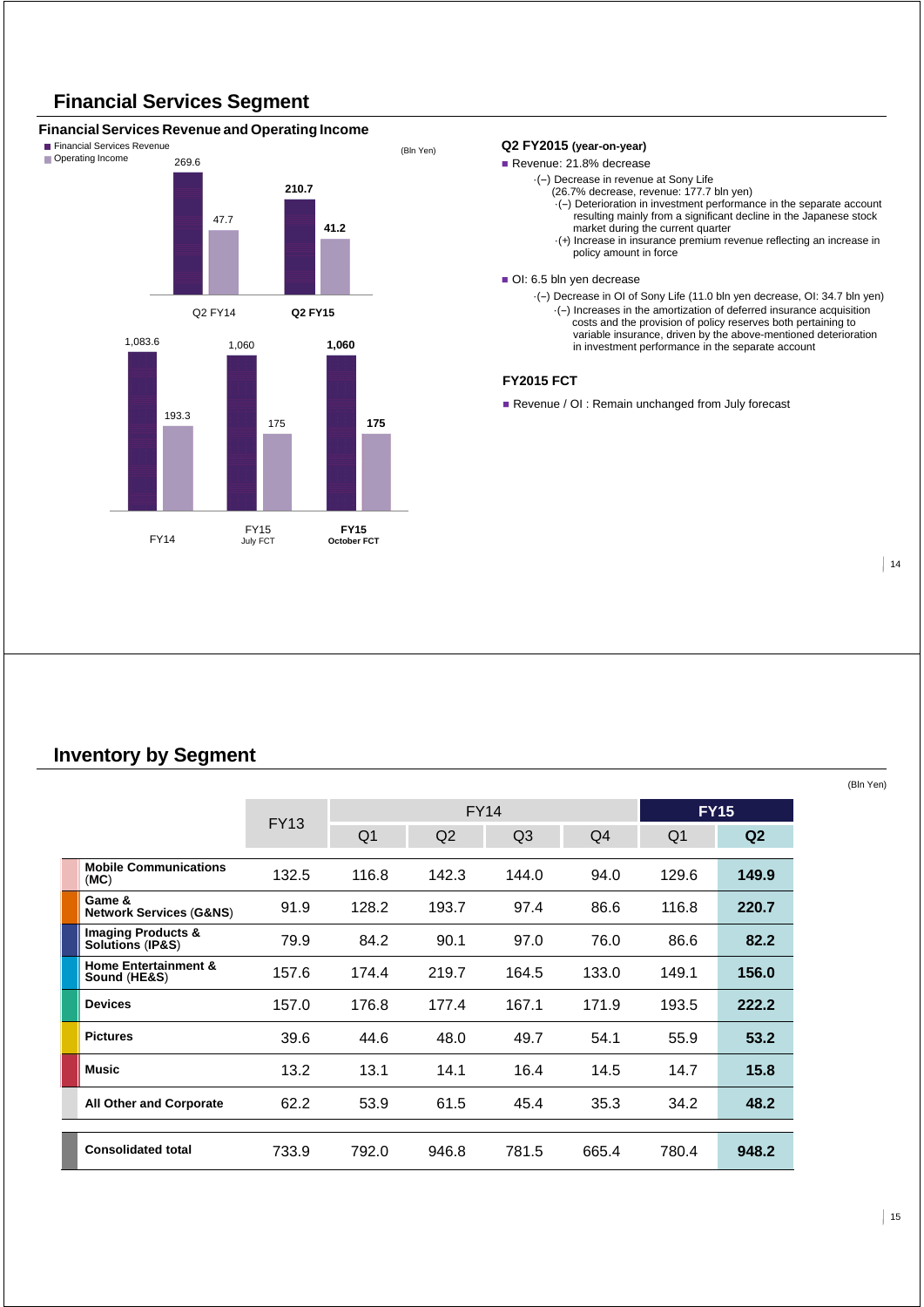## Financial Services Segment

### Financial Services Revenue and Operating Income

(Bln Yen)

| | Financial Services Revenue | Operating Income |
|---|---|---|
| Q2 FY14 | 269.6 | 47.7 |
| **Q2 FY15** | **210.7** | **41.2** |

| | Financial Services Revenue | Operating Income |
|---|---|---|
| FY14 | 1,083.6 | 193.3 |
| FY15 July FCT | 1,060 | 175 |
| **FY15 October FCT** | **1,060** | **175** |

**Q2 FY2015 (year-on-year)**

- Revenue: 21.8% decrease
  - (−) Decrease in revenue at Sony Life (26.7% decrease, revenue: 177.7 bln yen)
    - (−) Deterioration in investment performance in the separate account resulting mainly from a significant decline in the Japanese stock market during the current quarter
    - (+) Increase in insurance premium revenue reflecting an increase in policy amount in force
- OI: 6.5 bln yen decrease
  - (−) Decrease in OI of Sony Life (11.0 bln yen decrease, OI: 34.7 bln yen)
    - (−) Increases in the amortization of deferred insurance acquisition costs and the provision of policy reserves both pertaining to variable insurance, driven by the above-mentioned deterioration in investment performance in the separate account

**FY2015 FCT**

- Revenue / OI : Remain unchanged from July forecast

## Inventory by Segment

(Bln Yen)

| | FY13 | FY14 | | | | FY15 | |
|---|---|---|---|---|---|---|---|
| | | Q1 | Q2 | Q3 | Q4 | Q1 | **Q2** |
| **Mobile Communications (MC)** | 132.5 | 116.8 | 142.3 | 144.0 | 94.0 | 129.6 | **149.9** |
| **Game & Network Services (G&NS)** | 91.9 | 128.2 | 193.7 | 97.4 | 86.6 | 116.8 | **220.7** |
| **Imaging Products & Solutions (IP&S)** | 79.9 | 84.2 | 90.1 | 97.0 | 76.0 | 86.6 | **82.2** |
| **Home Entertainment & Sound (HE&S)** | 157.6 | 174.4 | 219.7 | 164.5 | 133.0 | 149.1 | **156.0** |
| **Devices** | 157.0 | 176.8 | 177.4 | 167.1 | 171.9 | 193.5 | **222.2** |
| **Pictures** | 39.6 | 44.6 | 48.0 | 49.7 | 54.1 | 55.9 | **53.2** |
| **Music** | 13.2 | 13.1 | 14.1 | 16.4 | 14.5 | 14.7 | **15.8** |
| **All Other and Corporate** | 62.2 | 53.9 | 61.5 | 45.4 | 35.3 | 34.2 | **48.2** |
| **Consolidated total** | 733.9 | 792.0 | 946.8 | 781.5 | 665.4 | 780.4 | **948.2** |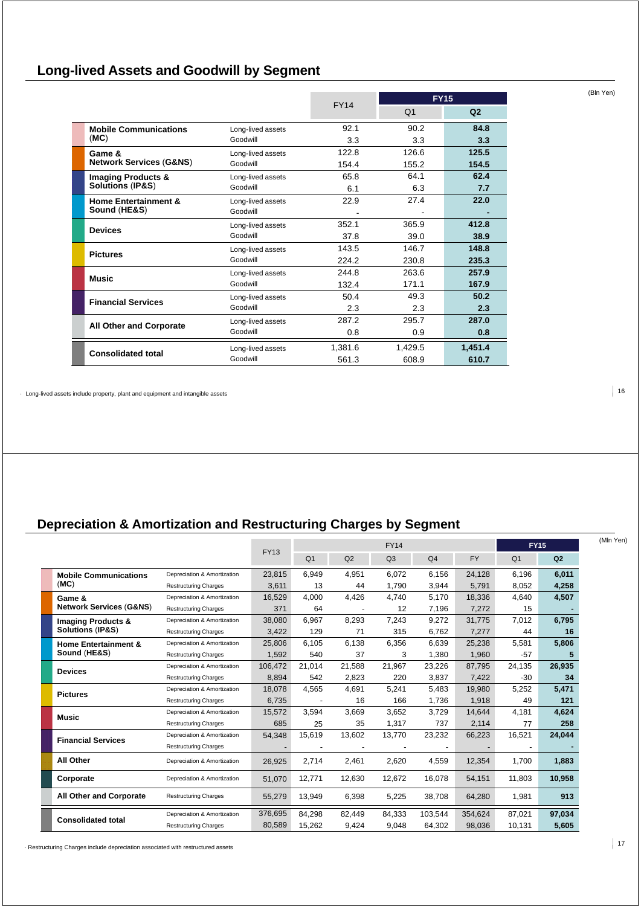## Long-lived Assets and Goodwill by Segment

(Bln Yen)

| Segment | | FY14 | FY15 Q1 | FY15 Q2 |
|---|---|---|---|---|
| Mobile Communications (MC) | Long-lived assets | 92.1 | 90.2 | **84.8** |
| | Goodwill | 3.3 | 3.3 | **3.3** |
| Game & Network Services (G&NS) | Long-lived assets | 122.8 | 126.6 | **125.5** |
| | Goodwill | 154.4 | 155.2 | **154.5** |
| Imaging Products & Solutions (IP&S) | Long-lived assets | 65.8 | 64.1 | **62.4** |
| | Goodwill | 6.1 | 6.3 | **7.7** |
| Home Entertainment & Sound (HE&S) | Long-lived assets | 22.9 | 27.4 | **22.0** |
| | Goodwill | - | - | **-** |
| Devices | Long-lived assets | 352.1 | 365.9 | **412.8** |
| | Goodwill | 37.8 | 39.0 | **38.9** |
| Pictures | Long-lived assets | 143.5 | 146.7 | **148.8** |
| | Goodwill | 224.2 | 230.8 | **235.3** |
| Music | Long-lived assets | 244.8 | 263.6 | **257.9** |
| | Goodwill | 132.4 | 171.1 | **167.9** |
| Financial Services | Long-lived assets | 50.4 | 49.3 | **50.2** |
| | Goodwill | 2.3 | 2.3 | **2.3** |
| All Other and Corporate | Long-lived assets | 287.2 | 295.7 | **287.0** |
| | Goodwill | 0.8 | 0.9 | **0.8** |
| Consolidated total | Long-lived assets | 1,381.6 | 1,429.5 | **1,451.4** |
| | Goodwill | 561.3 | 608.9 | **610.7** |

· Long-lived assets include property, plant and equipment and intangible assets

## Depreciation & Amortization and Restructuring Charges by Segment

(Mln Yen)

| Segment | | FY13 | FY14 Q1 | FY14 Q2 | FY14 Q3 | FY14 Q4 | FY14 FY | FY15 Q1 | FY15 Q2 |
|---|---|---|---|---|---|---|---|---|---|
| Mobile Communications (MC) | Depreciation & Amortization | 23,815 | 6,949 | 4,951 | 6,072 | 6,156 | 24,128 | 6,196 | **6,011** |
| | Restructuring Charges | 3,611 | 13 | 44 | 1,790 | 3,944 | 5,791 | 8,052 | **4,258** |
| Game & Network Services (G&NS) | Depreciation & Amortization | 16,529 | 4,000 | 4,426 | 4,740 | 5,170 | 18,336 | 4,640 | **4,507** |
| | Restructuring Charges | 371 | 64 | - | 12 | 7,196 | 7,272 | 15 | **-** |
| Imaging Products & Solutions (IP&S) | Depreciation & Amortization | 38,080 | 6,967 | 8,293 | 7,243 | 9,272 | 31,775 | 7,012 | **6,795** |
| | Restructuring Charges | 3,422 | 129 | 71 | 315 | 6,762 | 7,277 | 44 | **16** |
| Home Entertainment & Sound (HE&S) | Depreciation & Amortization | 25,806 | 6,105 | 6,138 | 6,356 | 6,639 | 25,238 | 5,581 | **5,806** |
| | Restructuring Charges | 1,592 | 540 | 37 | 3 | 1,380 | 1,960 | -57 | **5** |
| Devices | Depreciation & Amortization | 106,472 | 21,014 | 21,588 | 21,967 | 23,226 | 87,795 | 24,135 | **26,935** |
| | Restructuring Charges | 8,894 | 542 | 2,823 | 220 | 3,837 | 7,422 | -30 | **34** |
| Pictures | Depreciation & Amortization | 18,078 | 4,565 | 4,691 | 5,241 | 5,483 | 19,980 | 5,252 | **5,471** |
| | Restructuring Charges | 6,735 | - | 16 | 166 | 1,736 | 1,918 | 49 | **121** |
| Music | Depreciation & Amortization | 15,572 | 3,594 | 3,669 | 3,652 | 3,729 | 14,644 | 4,181 | **4,624** |
| | Restructuring Charges | 685 | 25 | 35 | 1,317 | 737 | 2,114 | 77 | **258** |
| Financial Services | Depreciation & Amortization | 54,348 | 15,619 | 13,602 | 13,770 | 23,232 | 66,223 | 16,521 | **24,044** |
| | Restructuring Charges | - | - | - | - | - | - | - | **-** |
| All Other | Depreciation & Amortization | 26,925 | 2,714 | 2,461 | 2,620 | 4,559 | 12,354 | 1,700 | **1,883** |
| Corporate | Depreciation & Amortization | 51,070 | 12,771 | 12,630 | 12,672 | 16,078 | 54,151 | 11,803 | **10,958** |
| All Other and Corporate | Restructuring Charges | 55,279 | 13,949 | 6,398 | 5,225 | 38,708 | 64,280 | 1,981 | **913** |
| Consolidated total | Depreciation & Amortization | 376,695 | 84,298 | 82,449 | 84,333 | 103,544 | 354,624 | 87,021 | **97,034** |
| | Restructuring Charges | 80,589 | 15,262 | 9,424 | 9,048 | 64,302 | 98,036 | 10,131 | **5,605** |

· Restructuring Charges include depreciation associated with restructured assets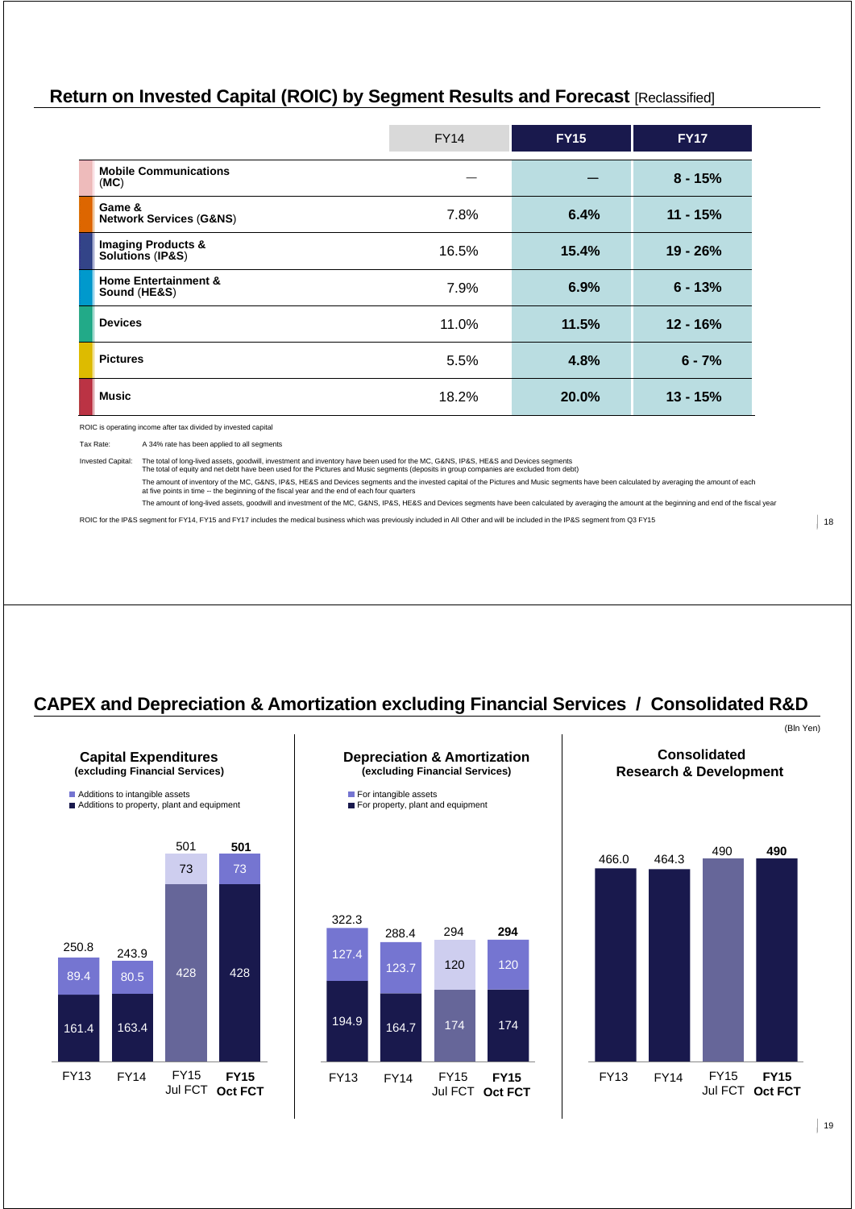## Return on Invested Capital (ROIC) by Segment Results and Forecast [Reclassified]

| | FY14 | FY15 | FY17 |
|---|---|---|---|
| **Mobile Communications** (**MC**) | — | — | 8 - 15% |
| **Game & Network Services** (**G&NS**) | 7.8% | 6.4% | 11 - 15% |
| **Imaging Products & Solutions** (**IP&S**) | 16.5% | 15.4% | 19 - 26% |
| **Home Entertainment & Sound** (**HE&S**) | 7.9% | 6.9% | 6 - 13% |
| **Devices** | 11.0% | 11.5% | 12 - 16% |
| **Pictures** | 5.5% | 4.8% | 6 - 7% |
| **Music** | 18.2% | 20.0% | 13 - 15% |

ROIC is operating income after tax divided by invested capital

Tax Rate: A 34% rate has been applied to all segments

Invested Capital: The total of long-lived assets, goodwill, investment and inventory have been used for the MC, G&NS, IP&S, HE&S and Devices segments
The total of equity and net debt have been used for the Pictures and Music segments (deposits in group companies are excluded from debt)
The amount of inventory of the MC, G&NS, IP&S, HE&S and Devices segments and the invested capital of the Pictures and Music segments have been calculated by averaging the amount of each at five points in time -- the beginning of the fiscal year and the end of each four quarters
The amount of long-lived assets, goodwill and investment of the MC, G&NS, IP&S, HE&S and Devices segments have been calculated by averaging the amount at the beginning and end of the fiscal year

ROIC for the IP&S segment for FY14, FY15 and FY17 includes the medical business which was previously included in All Other and will be included in the IP&S segment from Q3 FY15

## CAPEX and Depreciation & Amortization excluding Financial Services / Consolidated R&D

(Bln Yen)

### Capital Expenditures (excluding Financial Services)

| | FY13 | FY14 | FY15 Jul FCT | FY15 Oct FCT |
|---|---|---|---|---|
| Additions to intangible assets | 89.4 | 80.5 | 73 | 73 |
| Additions to property, plant and equipment | 161.4 | 163.4 | 428 | 428 |
| Total | 250.8 | 243.9 | 501 | 501 |

### Depreciation & Amortization (excluding Financial Services)

| | FY13 | FY14 | FY15 Jul FCT | FY15 Oct FCT |
|---|---|---|---|---|
| For intangible assets | 127.4 | 123.7 | 120 | 120 |
| For property, plant and equipment | 194.9 | 164.7 | 174 | 174 |
| Total | 322.3 | 288.4 | 294 | 294 |

### Consolidated Research & Development

| | FY13 | FY14 | FY15 Jul FCT | FY15 Oct FCT |
|---|---|---|---|---|
| Consolidated R&D | 466.0 | 464.3 | 490 | 490 |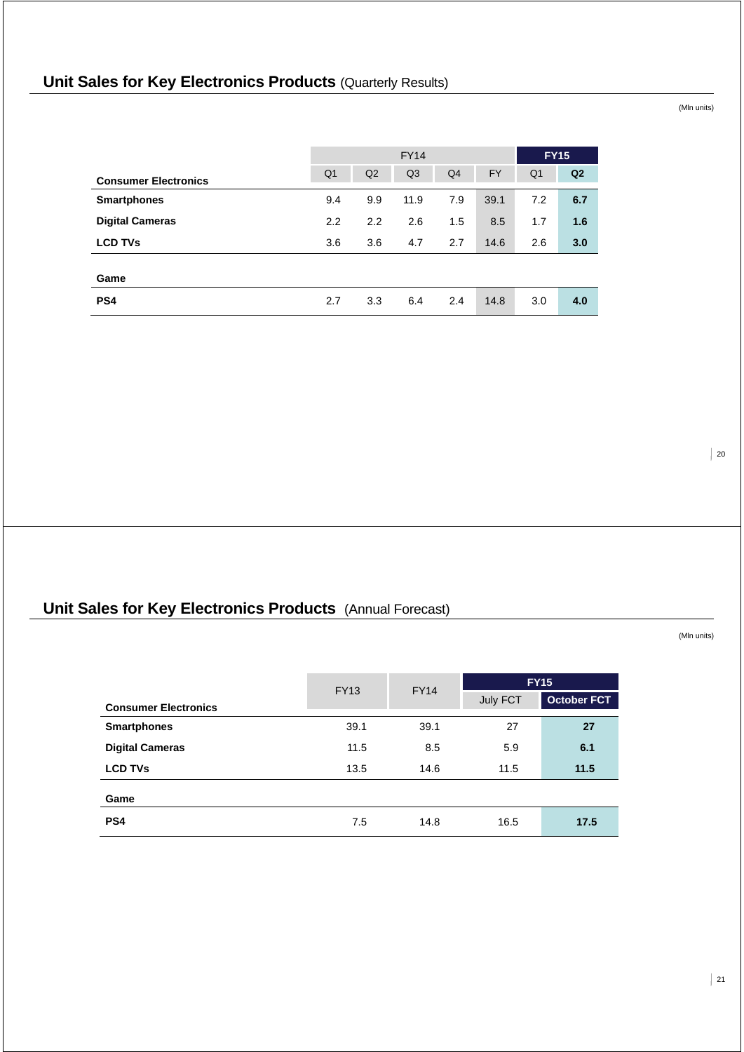## Unit Sales for Key Electronics Products (Quarterly Results)

(Mln units)

| Consumer Electronics | FY14 | | | | | FY15 | |
|---|---|---|---|---|---|---|---|
| | Q1 | Q2 | Q3 | Q4 | FY | Q1 | **Q2** |
| **Smartphones** | 9.4 | 9.9 | 11.9 | 7.9 | 39.1 | 7.2 | **6.7** |
| **Digital Cameras** | 2.2 | 2.2 | 2.6 | 1.5 | 8.5 | 1.7 | **1.6** |
| **LCD TVs** | 3.6 | 3.6 | 4.7 | 2.7 | 14.6 | 2.6 | **3.0** |
| **Game** | | | | | | | |
| **PS4** | 2.7 | 3.3 | 6.4 | 2.4 | 14.8 | 3.0 | **4.0** |

## Unit Sales for Key Electronics Products (Annual Forecast)

(Mln units)

| Consumer Electronics | FY13 | FY14 | FY15 | |
|---|---|---|---|---|
| | | | July FCT | **October FCT** |
| **Smartphones** | 39.1 | 39.1 | 27 | **27** |
| **Digital Cameras** | 11.5 | 8.5 | 5.9 | **6.1** |
| **LCD TVs** | 13.5 | 14.6 | 11.5 | **11.5** |
| **Game** | | | | |
| **PS4** | 7.5 | 14.8 | 16.5 | **17.5** |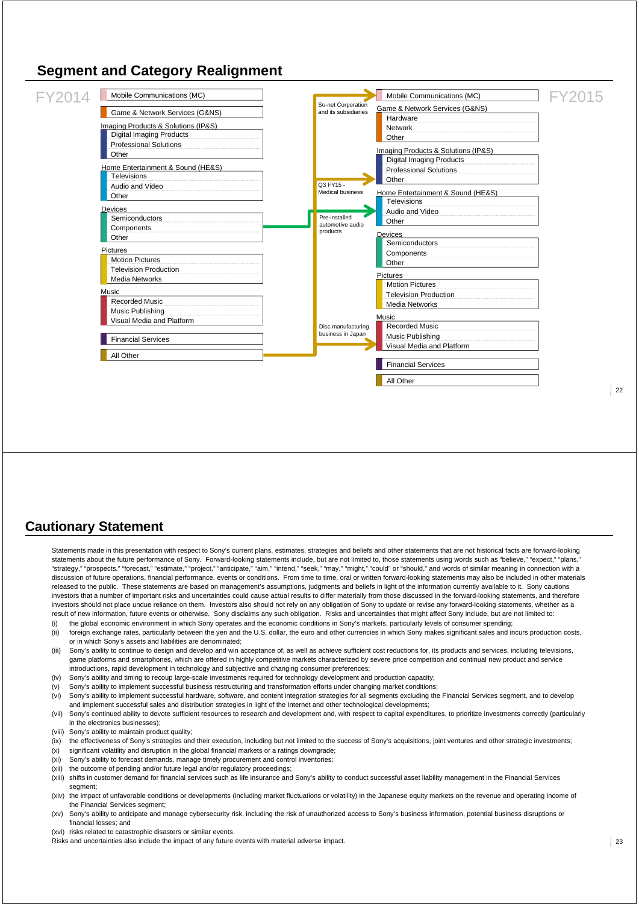## Segment and Category Realignment

FY2014

- Mobile Communications (MC)
- Game & Network Services (G&NS)
- Imaging Products & Solutions (IP&S)
  - Digital Imaging Products
  - Professional Solutions
  - Other
- Home Entertainment & Sound (HE&S)
  - Televisions
  - Audio and Video
  - Other
- Devices
  - Semiconductors
  - Components
  - Other
- Pictures
  - Motion Pictures
  - Television Production
  - Media Networks
- Music
  - Recorded Music
  - Music Publishing
  - Visual Media and Platform
- Financial Services
- All Other

So-net Corporation and its subsidiaries

Q3 FY15 - Medical business

Pre-installed automotive audio products

Disc manufacturing business in Japan

FY2015

- Mobile Communications (MC)
- Game & Network Services (G&NS)
  - Hardware
  - Network
  - Other
- Imaging Products & Solutions (IP&S)
  - Digital Imaging Products
  - Professional Solutions
  - Other
- Home Entertainment & Sound (HE&S)
  - Televisions
  - Audio and Video
  - Other
- Devices
  - Semiconductors
  - Components
  - Other
- Pictures
  - Motion Pictures
  - Television Production
  - Media Networks
- Music
  - Recorded Music
  - Music Publishing
  - Visual Media and Platform
- Financial Services
- All Other

## Cautionary Statement

Statements made in this presentation with respect to Sony's current plans, estimates, strategies and beliefs and other statements that are not historical facts are forward-looking statements about the future performance of Sony. Forward-looking statements include, but are not limited to, those statements using words such as "believe," "expect," "plans," "strategy," "prospects," "forecast," "estimate," "project," "anticipate," "aim," "intend," "seek," "may," "might," "could" or "should," and words of similar meaning in connection with a discussion of future operations, financial performance, events or conditions. From time to time, oral or written forward-looking statements may also be included in other materials released to the public. These statements are based on management's assumptions, judgments and beliefs in light of the information currently available to it. Sony cautions investors that a number of important risks and uncertainties could cause actual results to differ materially from those discussed in the forward-looking statements, and therefore investors should not place undue reliance on them. Investors also should not rely on any obligation of Sony to update or revise any forward-looking statements, whether as a result of new information, future events or otherwise. Sony disclaims any such obligation. Risks and uncertainties that might affect Sony include, but are not limited to:

(i) the global economic environment in which Sony operates and the economic conditions in Sony's markets, particularly levels of consumer spending;
(ii) foreign exchange rates, particularly between the yen and the U.S. dollar, the euro and other currencies in which Sony makes significant sales and incurs production costs, or in which Sony's assets and liabilities are denominated;
(iii) Sony's ability to continue to design and develop and win acceptance of, as well as achieve sufficient cost reductions for, its products and services, including televisions, game platforms and smartphones, which are offered in highly competitive markets characterized by severe price competition and continual new product and service introductions, rapid development in technology and subjective and changing consumer preferences;
(iv) Sony's ability and timing to recoup large-scale investments required for technology development and production capacity;
(v) Sony's ability to implement successful business restructuring and transformation efforts under changing market conditions;
(vi) Sony's ability to implement successful hardware, software, and content integration strategies for all segments excluding the Financial Services segment, and to develop and implement successful sales and distribution strategies in light of the Internet and other technological developments;
(vii) Sony's continued ability to devote sufficient resources to research and development and, with respect to capital expenditures, to prioritize investments correctly (particularly in the electronics businesses);
(viii) Sony's ability to maintain product quality;
(ix) the effectiveness of Sony's strategies and their execution, including but not limited to the success of Sony's acquisitions, joint ventures and other strategic investments;
(x) significant volatility and disruption in the global financial markets or a ratings downgrade;
(xi) Sony's ability to forecast demands, manage timely procurement and control inventories;
(xii) the outcome of pending and/or future legal and/or regulatory proceedings;
(xiii) shifts in customer demand for financial services such as life insurance and Sony's ability to conduct successful asset liability management in the Financial Services segment;
(xiv) the impact of unfavorable conditions or developments (including market fluctuations or volatility) in the Japanese equity markets on the revenue and operating income of the Financial Services segment;
(xv) Sony's ability to anticipate and manage cybersecurity risk, including the risk of unauthorized access to Sony's business information, potential business disruptions or financial losses; and
(xvi) risks related to catastrophic disasters or similar events.

Risks and uncertainties also include the impact of any future events with material adverse impact.